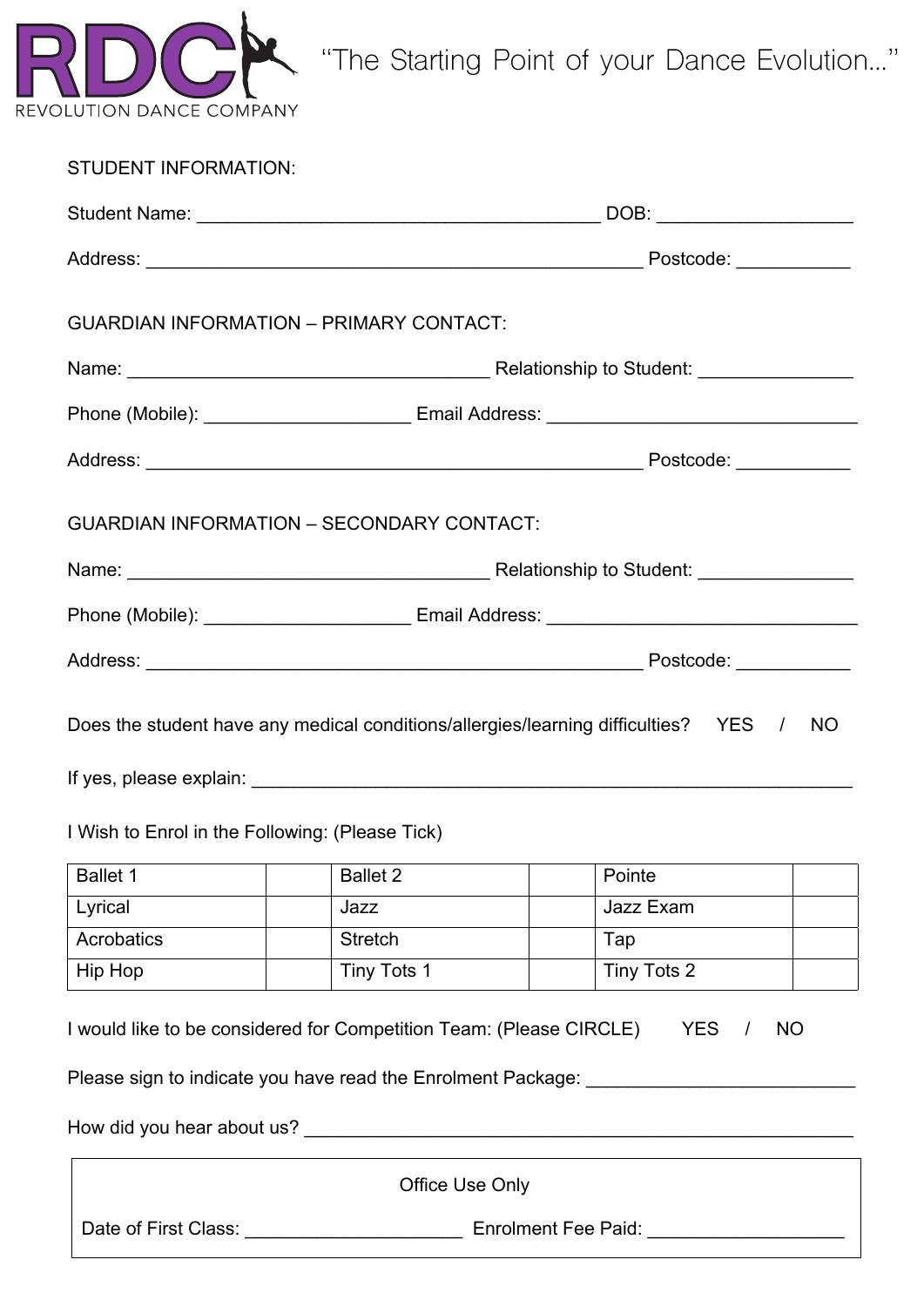# RDC REVOLUTION DANCE COMPANY

"The Starting Point of your Dance Evolution…"

STUDENT INFORMATION:

Student Name: ________________________________________ DOB: ___________________

Address: __________________________________________________ Postcode: ___________

GUARDIAN INFORMATION – PRIMARY CONTACT:

Name: ____________________________________ Relationship to Student: _______________

Phone (Mobile): ____________________ Email Address: ______________________________

Address: __________________________________________________ Postcode: ___________

GUARDIAN INFORMATION – SECONDARY CONTACT:

Name: ____________________________________ Relationship to Student: _______________

Phone (Mobile): ____________________ Email Address: ______________________________

Address: __________________________________________________ Postcode: ___________

Does the student have any medical conditions/allergies/learning difficulties? YES / NO

If yes, please explain: ____________________________________________________________

I Wish to Enrol in the Following: (Please Tick)

| Ballet 1 | | Ballet 2 | | Pointe | |
|---|---|---|---|---|---|
| Lyrical | | Jazz | | Jazz Exam | |
| Acrobatics | | Stretch | | Tap | |
| Hip Hop | | Tiny Tots 1 | | Tiny Tots 2 | |

I would like to be considered for Competition Team: (Please CIRCLE) YES / NO

Please sign to indicate you have read the Enrolment Package: __________________________

How did you hear about us? ______________________________________________________

Office Use Only

Date of First Class: _____________________ Enrolment Fee Paid: ___________________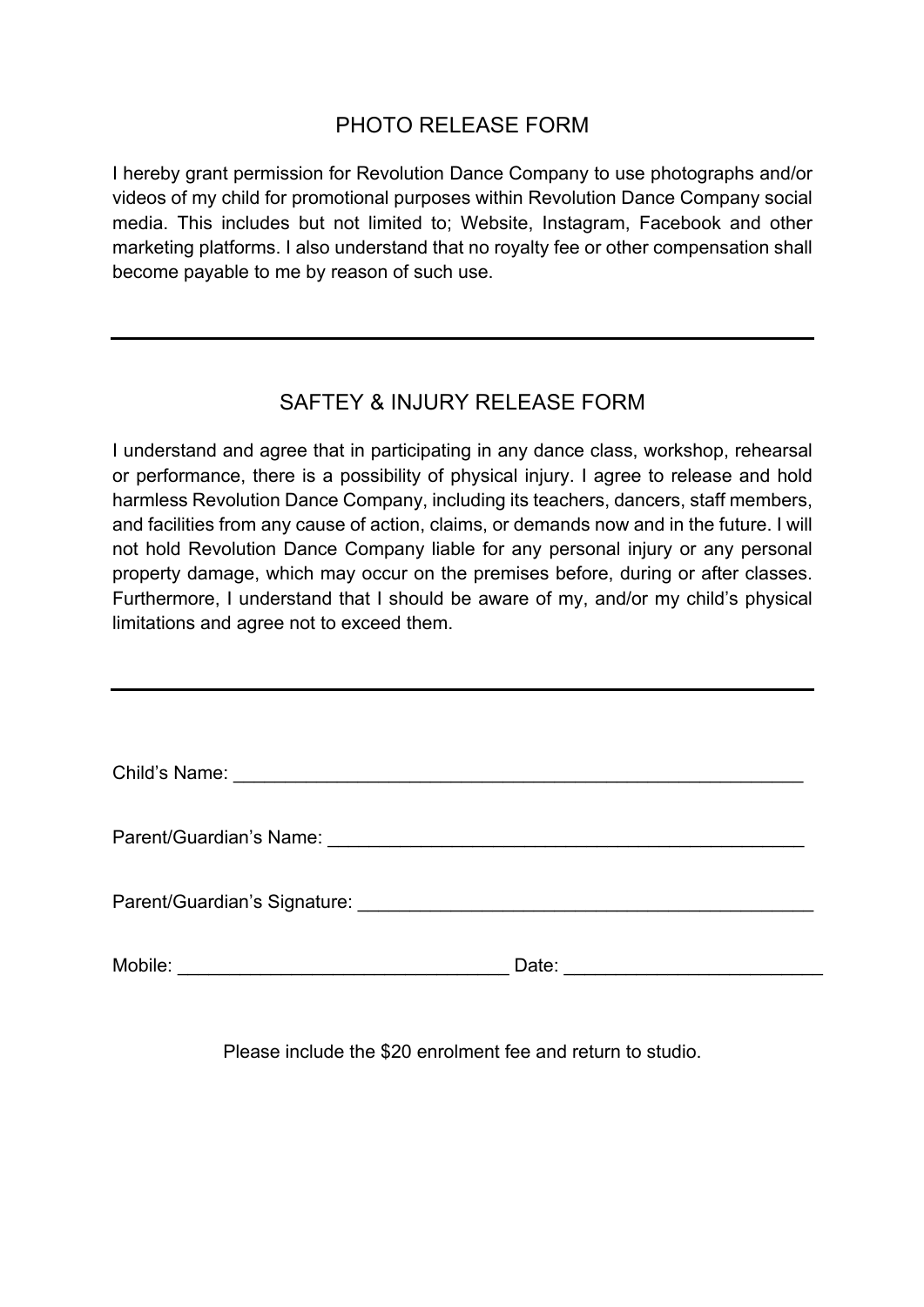## PHOTO RELEASE FORM

I hereby grant permission for Revolution Dance Company to use photographs and/or videos of my child for promotional purposes within Revolution Dance Company social media. This includes but not limited to; Website, Instagram, Facebook and other marketing platforms. I also understand that no royalty fee or other compensation shall become payable to me by reason of such use.

---

## SAFTEY & INJURY RELEASE FORM

I understand and agree that in participating in any dance class, workshop, rehearsal or performance, there is a possibility of physical injury. I agree to release and hold harmless Revolution Dance Company, including its teachers, dancers, staff members, and facilities from any cause of action, claims, or demands now and in the future. I will not hold Revolution Dance Company liable for any personal injury or any personal property damage, which may occur on the premises before, during or after classes. Furthermore, I understand that I should be aware of my, and/or my child's physical limitations and agree not to exceed them.

---

Child's Name: ________________________________________________________

Parent/Guardian's Name: ______________________________________________

Parent/Guardian's Signature: ___________________________________________

Mobile: _______________________________ Date: ________________________

Please include the $20 enrolment fee and return to studio.